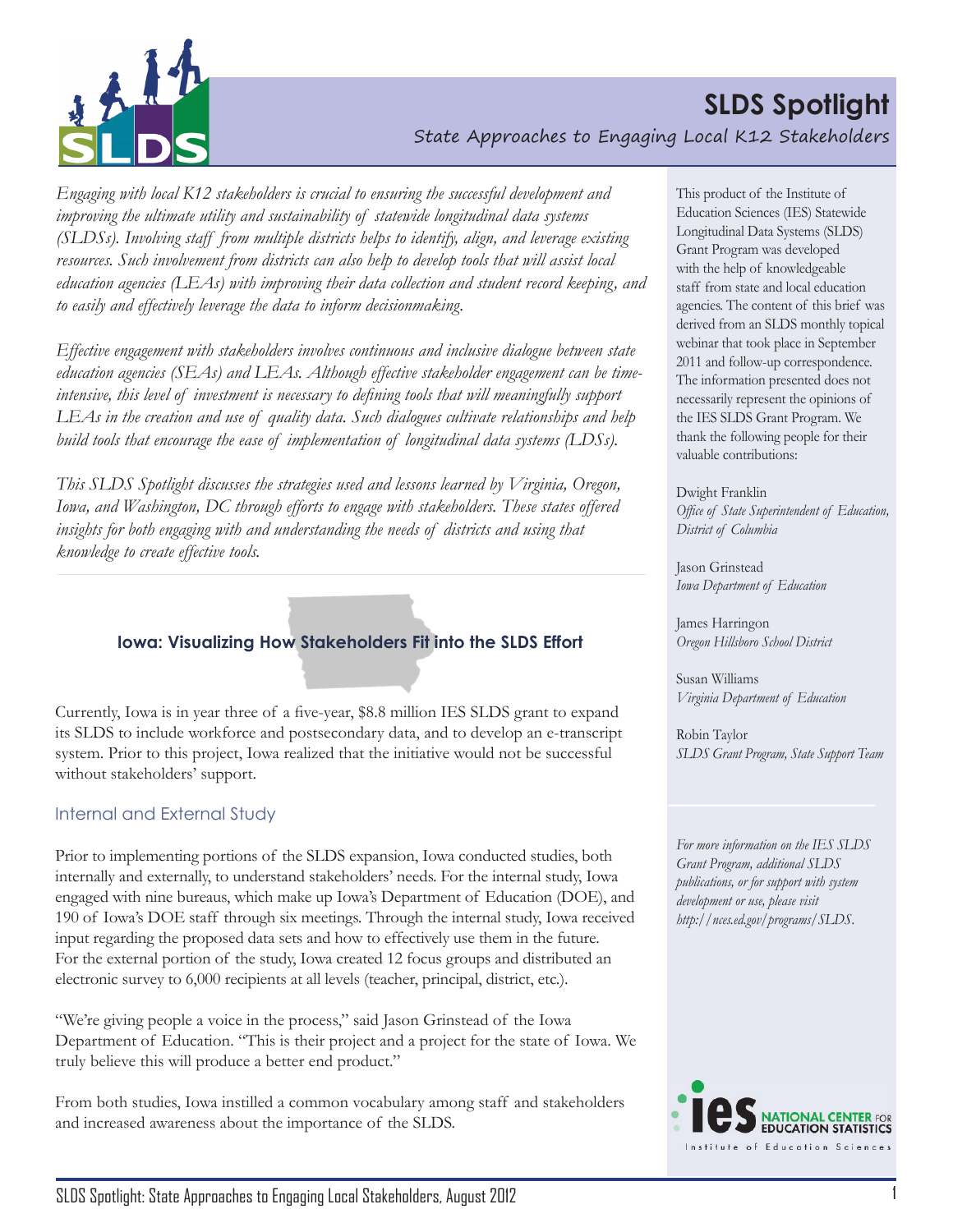# SLDS Spotlight

## State Approaches to Engaging Local K12 Stakeholders

*Engaging with local K12 stakeholders is crucial to ensuring the successful development and improving the ultimate utility and sustainability of statewide longitudinal data systems (SLDSs). Involving staff from multiple districts helps to identify, align, and leverage existing resources. Such involvement from districts can also help to develop tools that will assist local education agencies (LEAs) with improving their data collection and student record keeping, and to easily and effectively leverage the data to inform decisionmaking.*

*Effective engagement with stakeholders involves continuous and inclusive dialogue between state education agencies (SEAs) and LEAs. Although effective stakeholder engagement can be time-intensive, this level of investment is necessary to defining tools that will meaningfully support LEAs in the creation and use of quality data. Such dialogues cultivate relationships and help build tools that encourage the ease of implementation of longitudinal data systems (LDSs).*

*This SLDS Spotlight discusses the strategies used and lessons learned by Virginia, Oregon, Iowa, and Washington, DC through efforts to engage with stakeholders. These states offered insights for both engaging with and understanding the needs of districts and using that knowledge to create effective tools.*

This product of the Institute of Education Sciences (IES) Statewide Longitudinal Data Systems (SLDS) Grant Program was developed with the help of knowledgeable staff from state and local education agencies. The content of this brief was derived from an SLDS monthly topical webinar that took place in September 2011 and follow-up correspondence. The information presented does not necessarily represent the opinions of the IES SLDS Grant Program. We thank the following people for their valuable contributions:

Dwight Franklin
*Office of State Superintendent of Education, District of Columbia*

Jason Grinstead
*Iowa Department of Education*

James Harringon
*Oregon Hillsboro School District*

Susan Williams
*Virginia Department of Education*

Robin Taylor
*SLDS Grant Program, State Support Team*

*For more information on the IES SLDS Grant Program, additional SLDS publications, or for support with system development or use, please visit http://nces.ed.gov/programs/SLDS.*

### Iowa: Visualizing How Stakeholders Fit into the SLDS Effort

Currently, Iowa is in year three of a five-year, $8.8 million IES SLDS grant to expand its SLDS to include workforce and postsecondary data, and to develop an e-transcript system. Prior to this project, Iowa realized that the initiative would not be successful without stakeholders' support.

#### Internal and External Study

Prior to implementing portions of the SLDS expansion, Iowa conducted studies, both internally and externally, to understand stakeholders' needs. For the internal study, Iowa engaged with nine bureaus, which make up Iowa's Department of Education (DOE), and 190 of Iowa's DOE staff through six meetings. Through the internal study, Iowa received input regarding the proposed data sets and how to effectively use them in the future. For the external portion of the study, Iowa created 12 focus groups and distributed an electronic survey to 6,000 recipients at all levels (teacher, principal, district, etc.).

"We're giving people a voice in the process," said Jason Grinstead of the Iowa Department of Education. "This is their project and a project for the state of Iowa. We truly believe this will produce a better end product."

From both studies, Iowa instilled a common vocabulary among staff and stakeholders and increased awareness about the importance of the SLDS.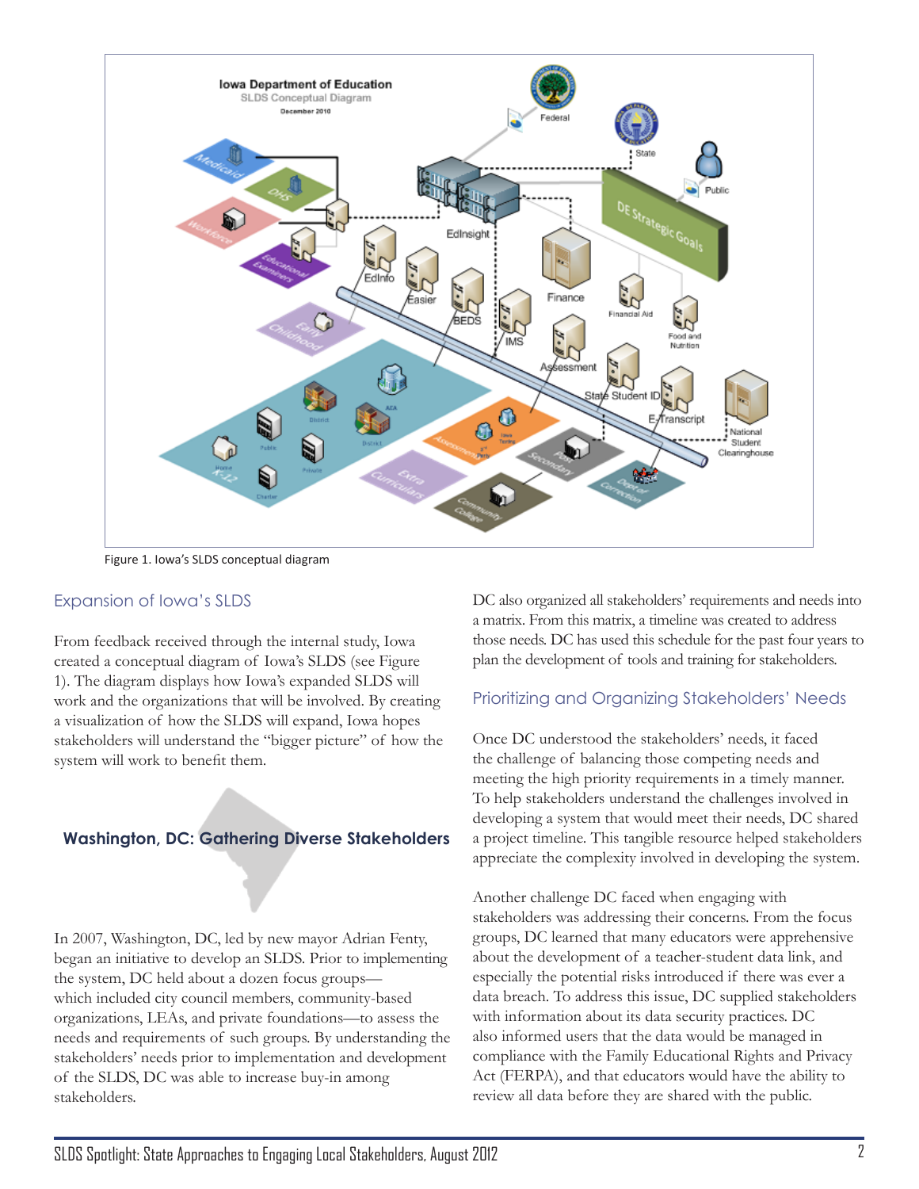Figure 1. Iowa's SLDS conceptual diagram

## Expansion of Iowa's SLDS

From feedback received through the internal study, Iowa created a conceptual diagram of Iowa's SLDS (see Figure 1). The diagram displays how Iowa's expanded SLDS will work and the organizations that will be involved. By creating a visualization of how the SLDS will expand, Iowa hopes stakeholders will understand the "bigger picture" of how the system will work to benefit them.

## Washington, DC: Gathering Diverse Stakeholders

In 2007, Washington, DC, led by new mayor Adrian Fenty, began an initiative to develop an SLDS. Prior to implementing the system, DC held about a dozen focus groups—which included city council members, community-based organizations, LEAs, and private foundations—to assess the needs and requirements of such groups. By understanding the stakeholders' needs prior to implementation and development of the SLDS, DC was able to increase buy-in among stakeholders.

DC also organized all stakeholders' requirements and needs into a matrix. From this matrix, a timeline was created to address those needs. DC has used this schedule for the past four years to plan the development of tools and training for stakeholders.

### Prioritizing and Organizing Stakeholders' Needs

Once DC understood the stakeholders' needs, it faced the challenge of balancing those competing needs and meeting the high priority requirements in a timely manner. To help stakeholders understand the challenges involved in developing a system that would meet their needs, DC shared a project timeline. This tangible resource helped stakeholders appreciate the complexity involved in developing the system.

Another challenge DC faced when engaging with stakeholders was addressing their concerns. From the focus groups, DC learned that many educators were apprehensive about the development of a teacher-student data link, and especially the potential risks introduced if there was ever a data breach. To address this issue, DC supplied stakeholders with information about its data security practices. DC also informed users that the data would be managed in compliance with the Family Educational Rights and Privacy Act (FERPA), and that educators would have the ability to review all data before they are shared with the public.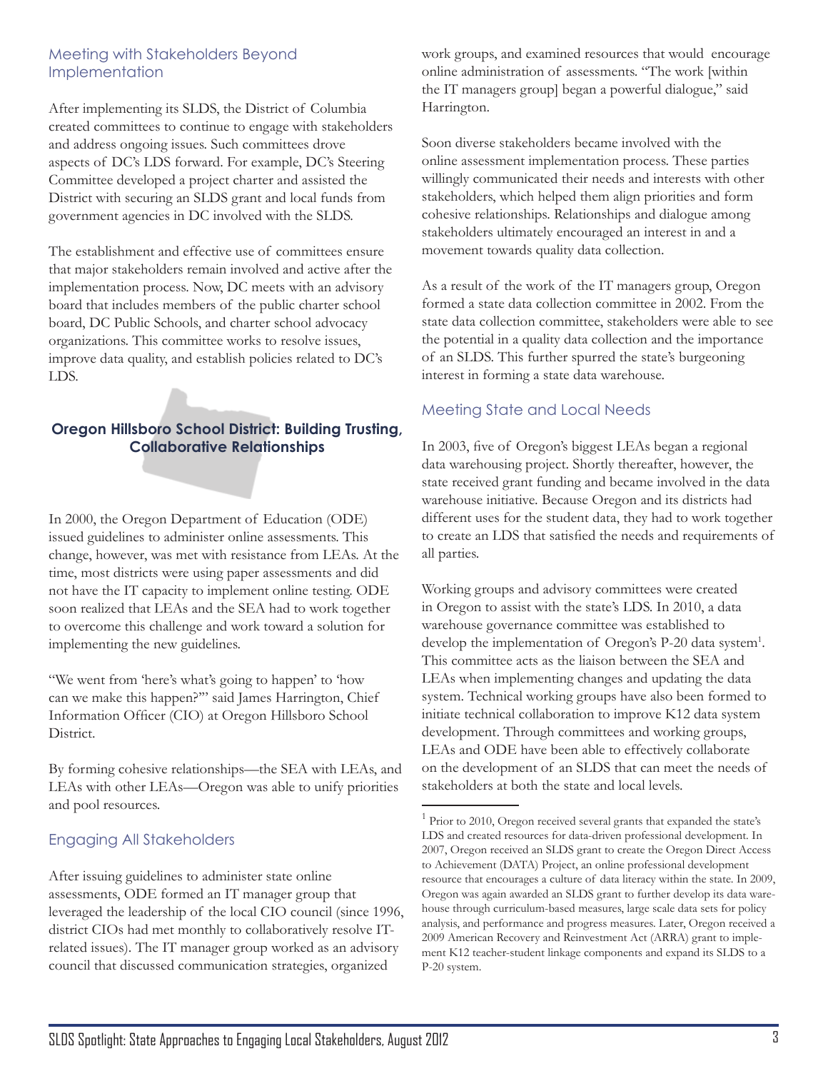## Meeting with Stakeholders Beyond Implementation

After implementing its SLDS, the District of Columbia created committees to continue to engage with stakeholders and address ongoing issues. Such committees drove aspects of DC's LDS forward. For example, DC's Steering Committee developed a project charter and assisted the District with securing an SLDS grant and local funds from government agencies in DC involved with the SLDS.

The establishment and effective use of committees ensure that major stakeholders remain involved and active after the implementation process. Now, DC meets with an advisory board that includes members of the public charter school board, DC Public Schools, and charter school advocacy organizations. This committee works to resolve issues, improve data quality, and establish policies related to DC's LDS.

## Oregon Hillsboro School District: Building Trusting, Collaborative Relationships

In 2000, the Oregon Department of Education (ODE) issued guidelines to administer online assessments. This change, however, was met with resistance from LEAs. At the time, most districts were using paper assessments and did not have the IT capacity to implement online testing. ODE soon realized that LEAs and the SEA had to work together to overcome this challenge and work toward a solution for implementing the new guidelines.

"We went from 'here's what's going to happen' to 'how can we make this happen?'" said James Harrington, Chief Information Officer (CIO) at Oregon Hillsboro School District.

By forming cohesive relationships—the SEA with LEAs, and LEAs with other LEAs—Oregon was able to unify priorities and pool resources.

### Engaging All Stakeholders

After issuing guidelines to administer state online assessments, ODE formed an IT manager group that leveraged the leadership of the local CIO council (since 1996, district CIOs had met monthly to collaboratively resolve IT-related issues). The IT manager group worked as an advisory council that discussed communication strategies, organized work groups, and examined resources that would encourage online administration of assessments. "The work [within the IT managers group] began a powerful dialogue," said Harrington.

Soon diverse stakeholders became involved with the online assessment implementation process. These parties willingly communicated their needs and interests with other stakeholders, which helped them align priorities and form cohesive relationships. Relationships and dialogue among stakeholders ultimately encouraged an interest in and a movement towards quality data collection.

As a result of the work of the IT managers group, Oregon formed a state data collection committee in 2002. From the state data collection committee, stakeholders were able to see the potential in a quality data collection and the importance of an SLDS. This further spurred the state's burgeoning interest in forming a state data warehouse.

### Meeting State and Local Needs

In 2003, five of Oregon's biggest LEAs began a regional data warehousing project. Shortly thereafter, however, the state received grant funding and became involved in the data warehouse initiative. Because Oregon and its districts had different uses for the student data, they had to work together to create an LDS that satisfied the needs and requirements of all parties.

Working groups and advisory committees were created in Oregon to assist with the state's LDS. In 2010, a data warehouse governance committee was established to develop the implementation of Oregon's P-20 data system[1]. This committee acts as the liaison between the SEA and LEAs when implementing changes and updating the data system. Technical working groups have also been formed to initiate technical collaboration to improve K12 data system development. Through committees and working groups, LEAs and ODE have been able to effectively collaborate on the development of an SLDS that can meet the needs of stakeholders at both the state and local levels.

---

[1] Prior to 2010, Oregon received several grants that expanded the state's LDS and created resources for data-driven professional development. In 2007, Oregon received an SLDS grant to create the Oregon Direct Access to Achievement (DATA) Project, an online professional development resource that encourages a culture of data literacy within the state. In 2009, Oregon was again awarded an SLDS grant to further develop its data warehouse through curriculum-based measures, large scale data sets for policy analysis, and performance and progress measures. Later, Oregon received a 2009 American Recovery and Reinvestment Act (ARRA) grant to implement K12 teacher-student linkage components and expand its SLDS to a P-20 system.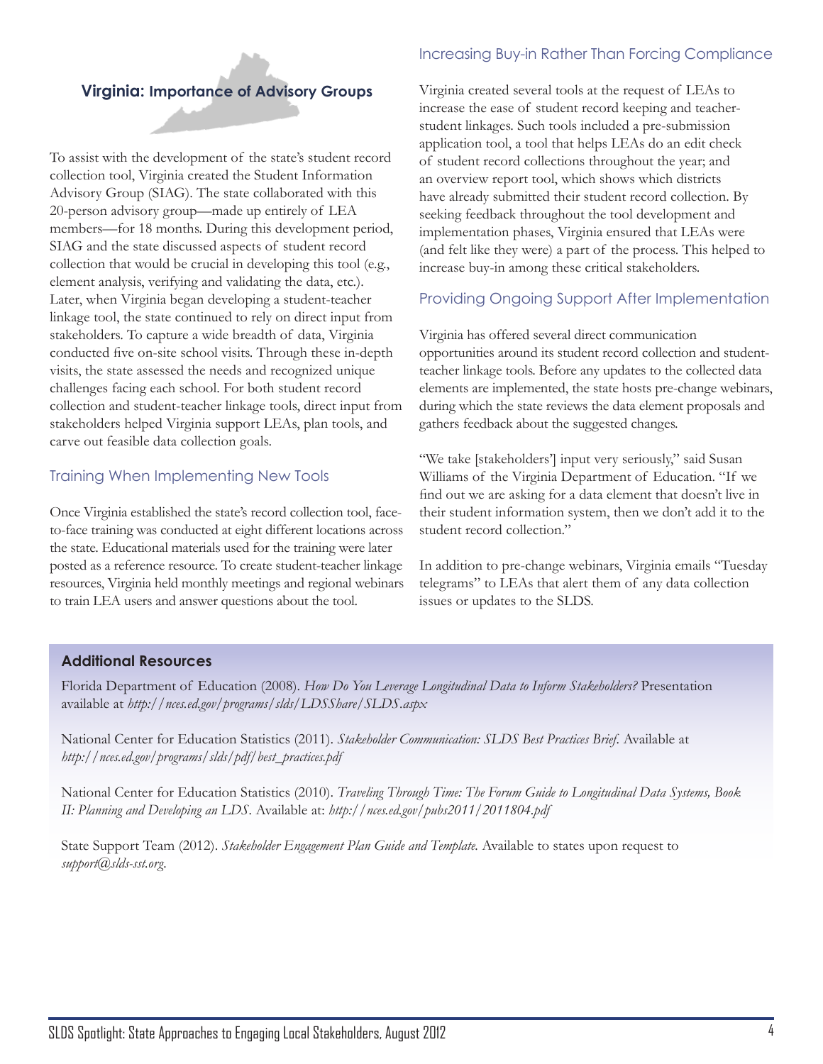## Virginia: Importance of Advisory Groups

To assist with the development of the state's student record collection tool, Virginia created the Student Information Advisory Group (SIAG). The state collaborated with this 20-person advisory group—made up entirely of LEA members—for 18 months. During this development period, SIAG and the state discussed aspects of student record collection that would be crucial in developing this tool (e.g., element analysis, verifying and validating the data, etc.). Later, when Virginia began developing a student-teacher linkage tool, the state continued to rely on direct input from stakeholders. To capture a wide breadth of data, Virginia conducted five on-site school visits. Through these in-depth visits, the state assessed the needs and recognized unique challenges facing each school. For both student record collection and student-teacher linkage tools, direct input from stakeholders helped Virginia support LEAs, plan tools, and carve out feasible data collection goals.

### Training When Implementing New Tools

Once Virginia established the state's record collection tool, face-to-face training was conducted at eight different locations across the state. Educational materials used for the training were later posted as a reference resource. To create student-teacher linkage resources, Virginia held monthly meetings and regional webinars to train LEA users and answer questions about the tool.

### Increasing Buy-in Rather Than Forcing Compliance

Virginia created several tools at the request of LEAs to increase the ease of student record keeping and teacher-student linkages. Such tools included a pre-submission application tool, a tool that helps LEAs do an edit check of student record collections throughout the year; and an overview report tool, which shows which districts have already submitted their student record collection. By seeking feedback throughout the tool development and implementation phases, Virginia ensured that LEAs were (and felt like they were) a part of the process. This helped to increase buy-in among these critical stakeholders.

### Providing Ongoing Support After Implementation

Virginia has offered several direct communication opportunities around its student record collection and student-teacher linkage tools. Before any updates to the collected data elements are implemented, the state hosts pre-change webinars, during which the state reviews the data element proposals and gathers feedback about the suggested changes.

"We take [stakeholders'] input very seriously," said Susan Williams of the Virginia Department of Education. "If we find out we are asking for a data element that doesn't live in their student information system, then we don't add it to the student record collection."

In addition to pre-change webinars, Virginia emails "Tuesday telegrams" to LEAs that alert them of any data collection issues or updates to the SLDS.

### Additional Resources

Florida Department of Education (2008). *How Do You Leverage Longitudinal Data to Inform Stakeholders?* Presentation available at *http://nces.ed.gov/programs/slds/LDSShare/SLDS.aspx*

National Center for Education Statistics (2011). *Stakeholder Communication: SLDS Best Practices Brief.* Available at *http://nces.ed.gov/programs/slds/pdf/best_practices.pdf*

National Center for Education Statistics (2010). *Traveling Through Time: The Forum Guide to Longitudinal Data Systems, Book II: Planning and Developing an LDS.* Available at: *http://nces.ed.gov/pubs2011/2011804.pdf*

State Support Team (2012). *Stakeholder Engagement Plan Guide and Template.* Available to states upon request to *support@slds-sst.org*.